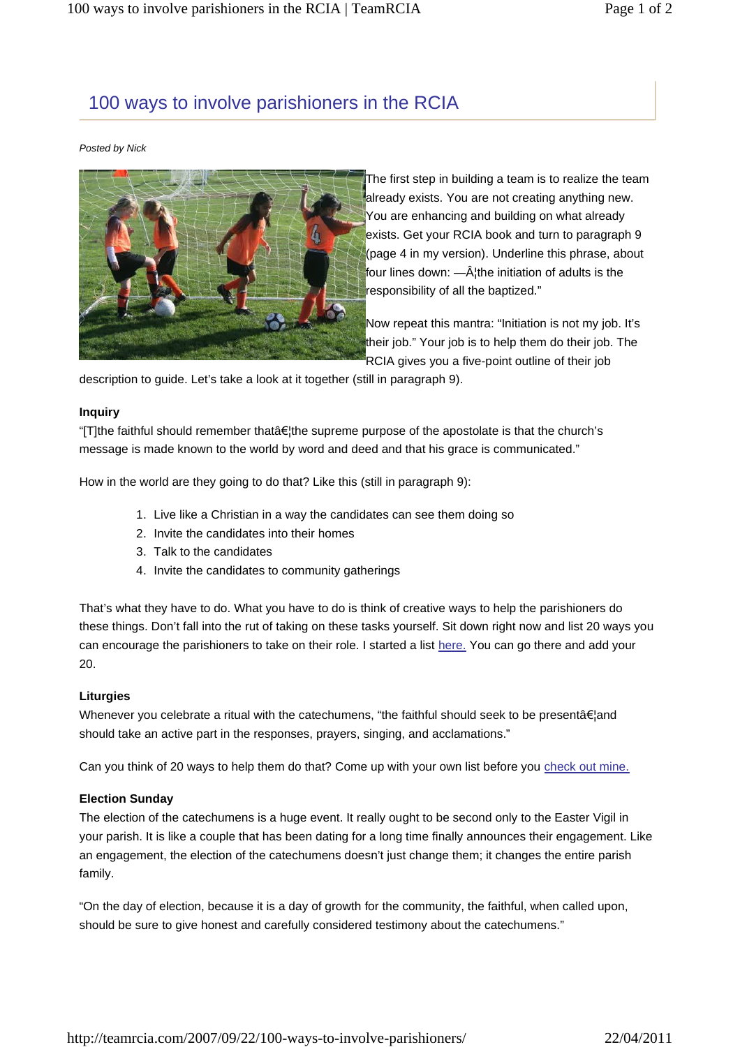# 100 ways to involve parishioners in the RCIA

*Posted by Nick*

The first step in building a team is to realize the team already exists. You are not creating anything new. You are enhancing and building on what already exists. Get your RCIA book and turn to paragraph 9 (page 4 in my version). Underline this phrase, about four lines down: —Â¦the initiation of adults is the responsibility of all the baptized."

Now repeat this mantra: "Initiation is not my job. It's their job." Your job is to help them do their job. The RCIA gives you a five-point outline of their job description to guide. Let's take a look at it together (still in paragraph 9).

**Inquiry**

"[T]the faithful should remember thatâ€¦the supreme purpose of the apostolate is that the church's message is made known to the world by word and deed and that his grace is communicated."

How in the world are they going to do that? Like this (still in paragraph 9):

1. Live like a Christian in a way the candidates can see them doing so
2. Invite the candidates into their homes
3. Talk to the candidates
4. Invite the candidates to community gatherings

That's what they have to do. What you have to do is think of creative ways to help the parishioners do these things. Don't fall into the rut of taking on these tasks yourself. Sit down right now and list 20 ways you can encourage the parishioners to take on their role. I started a list here. You can go there and add your 20.

**Liturgies**

Whenever you celebrate a ritual with the catechumens, "the faithful should seek to be presentâ€¦and should take an active part in the responses, prayers, singing, and acclamations."

Can you think of 20 ways to help them do that? Come up with your own list before you check out mine.

**Election Sunday**

The election of the catechumens is a huge event. It really ought to be second only to the Easter Vigil in your parish. It is like a couple that has been dating for a long time finally announces their engagement. Like an engagement, the election of the catechumens doesn't just change them; it changes the entire parish family.

"On the day of election, because it is a day of growth for the community, the faithful, when called upon, should be sure to give honest and carefully considered testimony about the catechumens."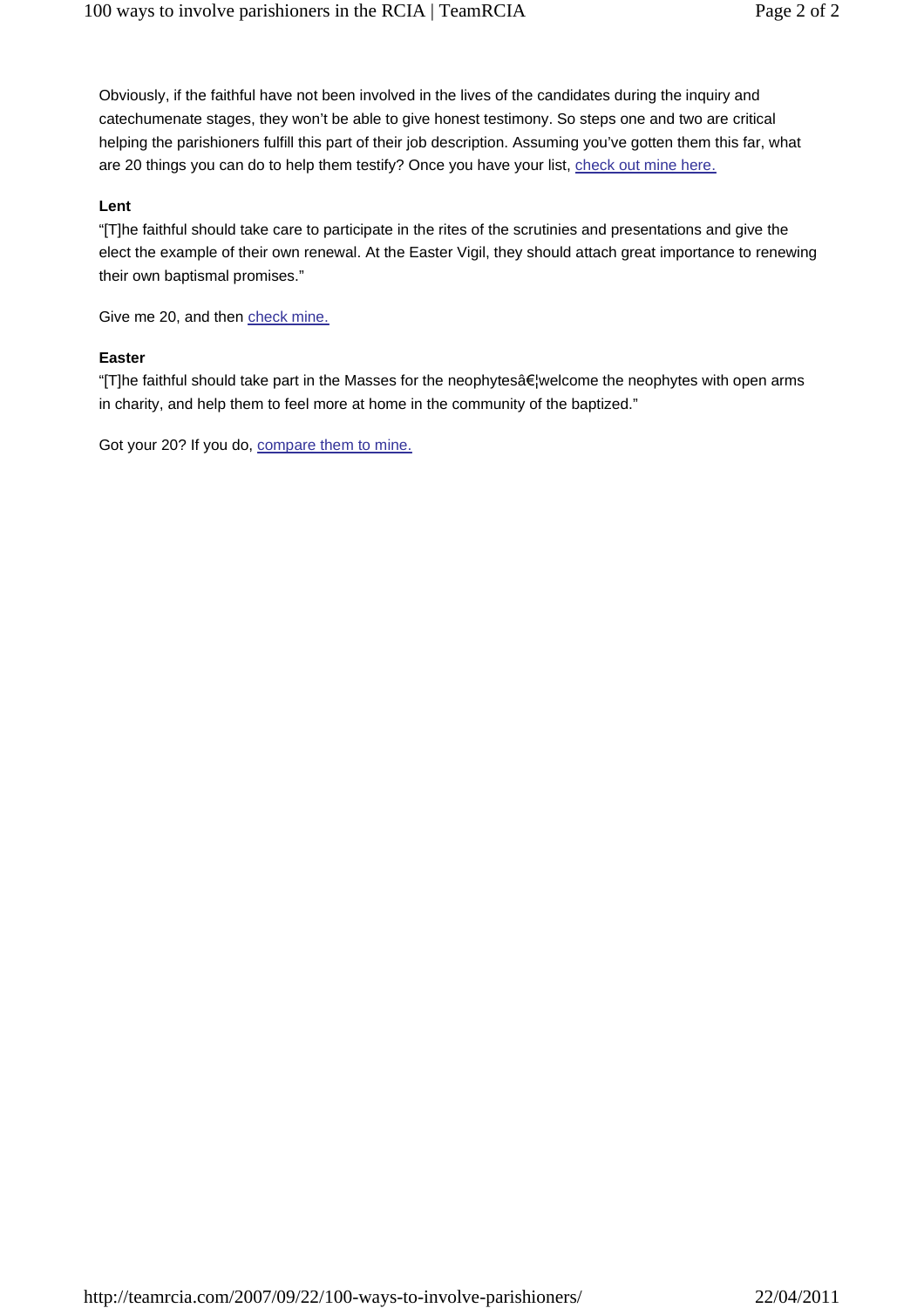Obviously, if the faithful have not been involved in the lives of the candidates during the inquiry and catechumenate stages, they won't be able to give honest testimony. So steps one and two are critical helping the parishioners fulfill this part of their job description. Assuming you've gotten them this far, what are 20 things you can do to help them testify? Once you have your list, [check out mine here.]

**Lent**

"[T]he faithful should take care to participate in the rites of the scrutinies and presentations and give the elect the example of their own renewal. At the Easter Vigil, they should attach great importance to renewing their own baptismal promises."

Give me 20, and then [check mine.]

**Easter**

"[T]he faithful should take part in the Masses for the neophytesâ€¦welcome the neophytes with open arms in charity, and help them to feel more at home in the community of the baptized."

Got your 20? If you do, [compare them to mine.]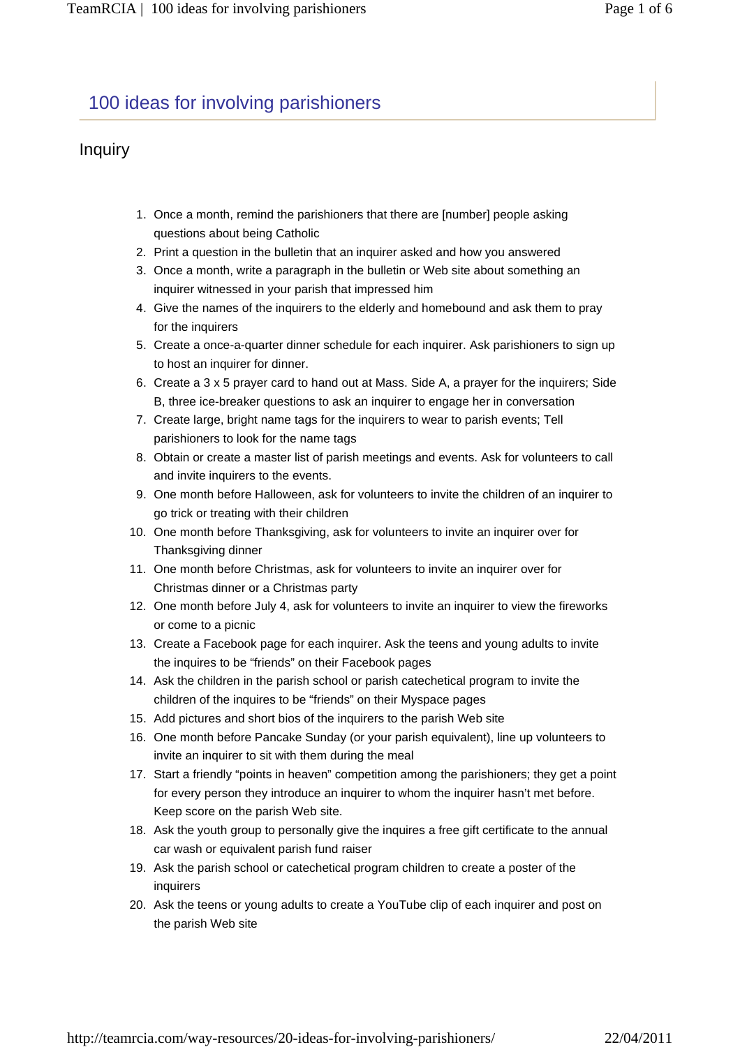# 100 ideas for involving parishioners

## Inquiry

1. Once a month, remind the parishioners that there are [number] people asking questions about being Catholic
2. Print a question in the bulletin that an inquirer asked and how you answered
3. Once a month, write a paragraph in the bulletin or Web site about something an inquirer witnessed in your parish that impressed him
4. Give the names of the inquirers to the elderly and homebound and ask them to pray for the inquirers
5. Create a once-a-quarter dinner schedule for each inquirer. Ask parishioners to sign up to host an inquirer for dinner.
6. Create a 3 x 5 prayer card to hand out at Mass. Side A, a prayer for the inquirers; Side B, three ice-breaker questions to ask an inquirer to engage her in conversation
7. Create large, bright name tags for the inquirers to wear to parish events; Tell parishioners to look for the name tags
8. Obtain or create a master list of parish meetings and events. Ask for volunteers to call and invite inquirers to the events.
9. One month before Halloween, ask for volunteers to invite the children of an inquirer to go trick or treating with their children
10. One month before Thanksgiving, ask for volunteers to invite an inquirer over for Thanksgiving dinner
11. One month before Christmas, ask for volunteers to invite an inquirer over for Christmas dinner or a Christmas party
12. One month before July 4, ask for volunteers to invite an inquirer to view the fireworks or come to a picnic
13. Create a Facebook page for each inquirer. Ask the teens and young adults to invite the inquires to be "friends" on their Facebook pages
14. Ask the children in the parish school or parish catechetical program to invite the children of the inquires to be "friends" on their Myspace pages
15. Add pictures and short bios of the inquirers to the parish Web site
16. One month before Pancake Sunday (or your parish equivalent), line up volunteers to invite an inquirer to sit with them during the meal
17. Start a friendly "points in heaven" competition among the parishioners; they get a point for every person they introduce an inquirer to whom the inquirer hasn't met before. Keep score on the parish Web site.
18. Ask the youth group to personally give the inquires a free gift certificate to the annual car wash or equivalent parish fund raiser
19. Ask the parish school or catechetical program children to create a poster of the inquirers
20. Ask the teens or young adults to create a YouTube clip of each inquirer and post on the parish Web site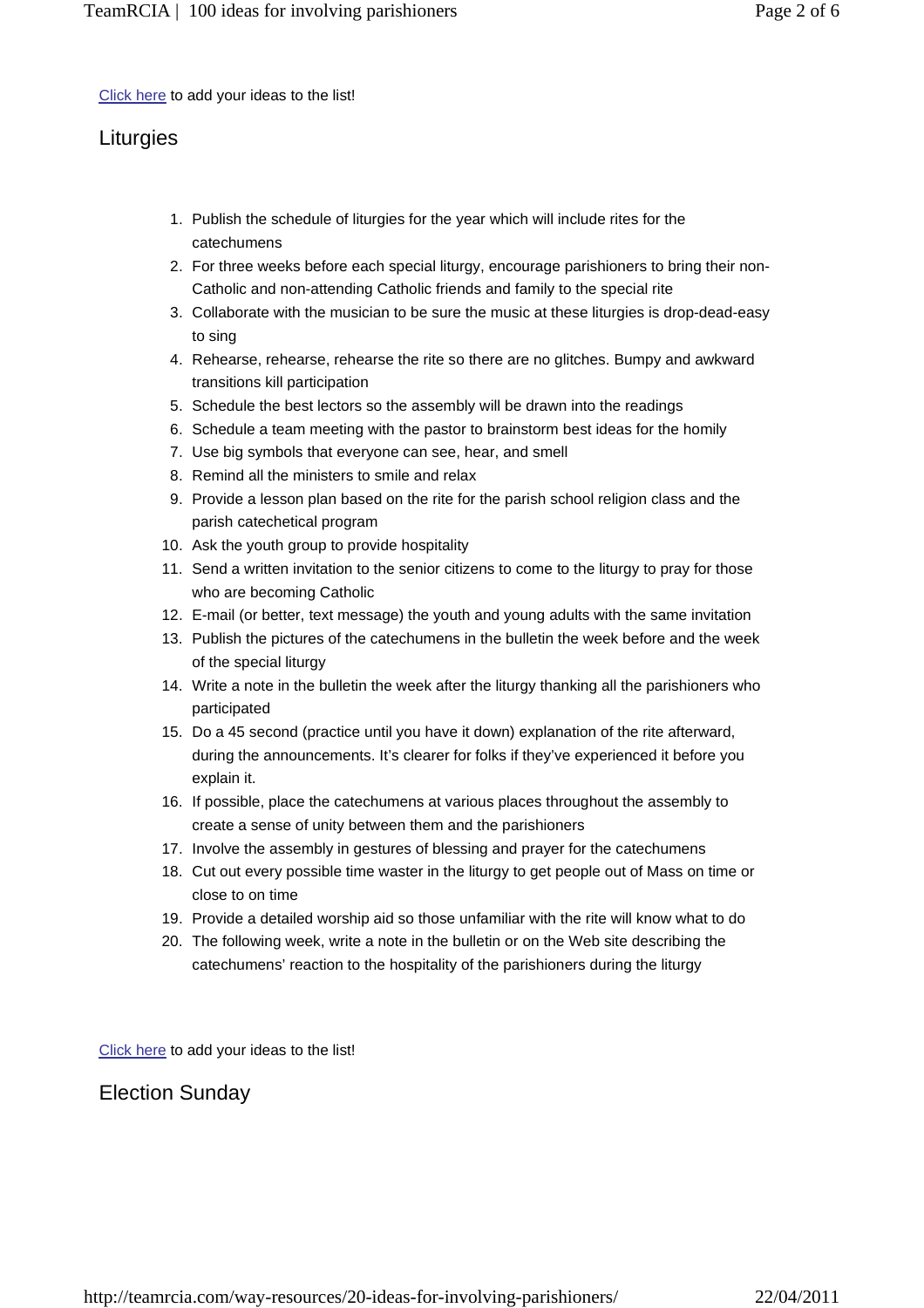Click here to add your ideas to the list!

## Liturgies

1. Publish the schedule of liturgies for the year which will include rites for the catechumens
2. For three weeks before each special liturgy, encourage parishioners to bring their non-Catholic and non-attending Catholic friends and family to the special rite
3. Collaborate with the musician to be sure the music at these liturgies is drop-dead-easy to sing
4. Rehearse, rehearse, rehearse the rite so there are no glitches. Bumpy and awkward transitions kill participation
5. Schedule the best lectors so the assembly will be drawn into the readings
6. Schedule a team meeting with the pastor to brainstorm best ideas for the homily
7. Use big symbols that everyone can see, hear, and smell
8. Remind all the ministers to smile and relax
9. Provide a lesson plan based on the rite for the parish school religion class and the parish catechetical program
10. Ask the youth group to provide hospitality
11. Send a written invitation to the senior citizens to come to the liturgy to pray for those who are becoming Catholic
12. E-mail (or better, text message) the youth and young adults with the same invitation
13. Publish the pictures of the catechumens in the bulletin the week before and the week of the special liturgy
14. Write a note in the bulletin the week after the liturgy thanking all the parishioners who participated
15. Do a 45 second (practice until you have it down) explanation of the rite afterward, during the announcements. It's clearer for folks if they've experienced it before you explain it.
16. If possible, place the catechumens at various places throughout the assembly to create a sense of unity between them and the parishioners
17. Involve the assembly in gestures of blessing and prayer for the catechumens
18. Cut out every possible time waster in the liturgy to get people out of Mass on time or close to on time
19. Provide a detailed worship aid so those unfamiliar with the rite will know what to do
20. The following week, write a note in the bulletin or on the Web site describing the catechumens' reaction to the hospitality of the parishioners during the liturgy

Click here to add your ideas to the list!

## Election Sunday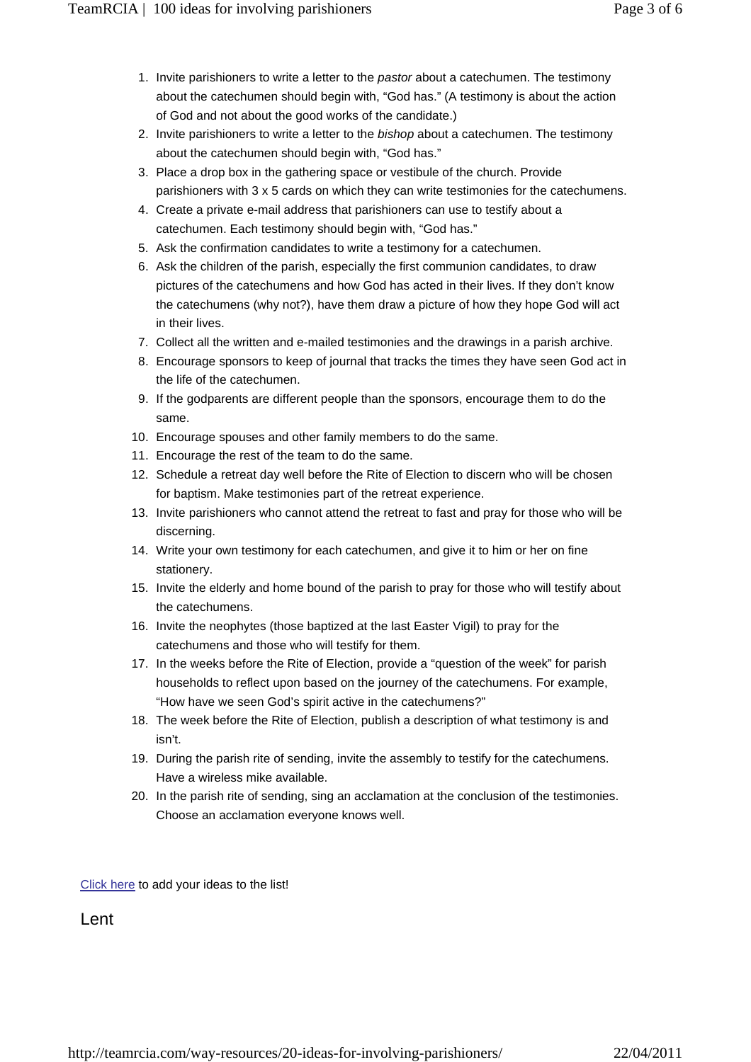1. Invite parishioners to write a letter to the *pastor* about a catechumen. The testimony about the catechumen should begin with, "God has." (A testimony is about the action of God and not about the good works of the candidate.)
2. Invite parishioners to write a letter to the *bishop* about a catechumen. The testimony about the catechumen should begin with, "God has."
3. Place a drop box in the gathering space or vestibule of the church. Provide parishioners with 3 x 5 cards on which they can write testimonies for the catechumens.
4. Create a private e-mail address that parishioners can use to testify about a catechumen. Each testimony should begin with, "God has."
5. Ask the confirmation candidates to write a testimony for a catechumen.
6. Ask the children of the parish, especially the first communion candidates, to draw pictures of the catechumens and how God has acted in their lives. If they don't know the catechumens (why not?), have them draw a picture of how they hope God will act in their lives.
7. Collect all the written and e-mailed testimonies and the drawings in a parish archive.
8. Encourage sponsors to keep of journal that tracks the times they have seen God act in the life of the catechumen.
9. If the godparents are different people than the sponsors, encourage them to do the same.
10. Encourage spouses and other family members to do the same.
11. Encourage the rest of the team to do the same.
12. Schedule a retreat day well before the Rite of Election to discern who will be chosen for baptism. Make testimonies part of the retreat experience.
13. Invite parishioners who cannot attend the retreat to fast and pray for those who will be discerning.
14. Write your own testimony for each catechumen, and give it to him or her on fine stationery.
15. Invite the elderly and home bound of the parish to pray for those who will testify about the catechumens.
16. Invite the neophytes (those baptized at the last Easter Vigil) to pray for the catechumens and those who will testify for them.
17. In the weeks before the Rite of Election, provide a "question of the week" for parish households to reflect upon based on the journey of the catechumens. For example, "How have we seen God's spirit active in the catechumens?"
18. The week before the Rite of Election, publish a description of what testimony is and isn't.
19. During the parish rite of sending, invite the assembly to testify for the catechumens. Have a wireless mike available.
20. In the parish rite of sending, sing an acclamation at the conclusion of the testimonies. Choose an acclamation everyone knows well.

Click here to add your ideas to the list!

## Lent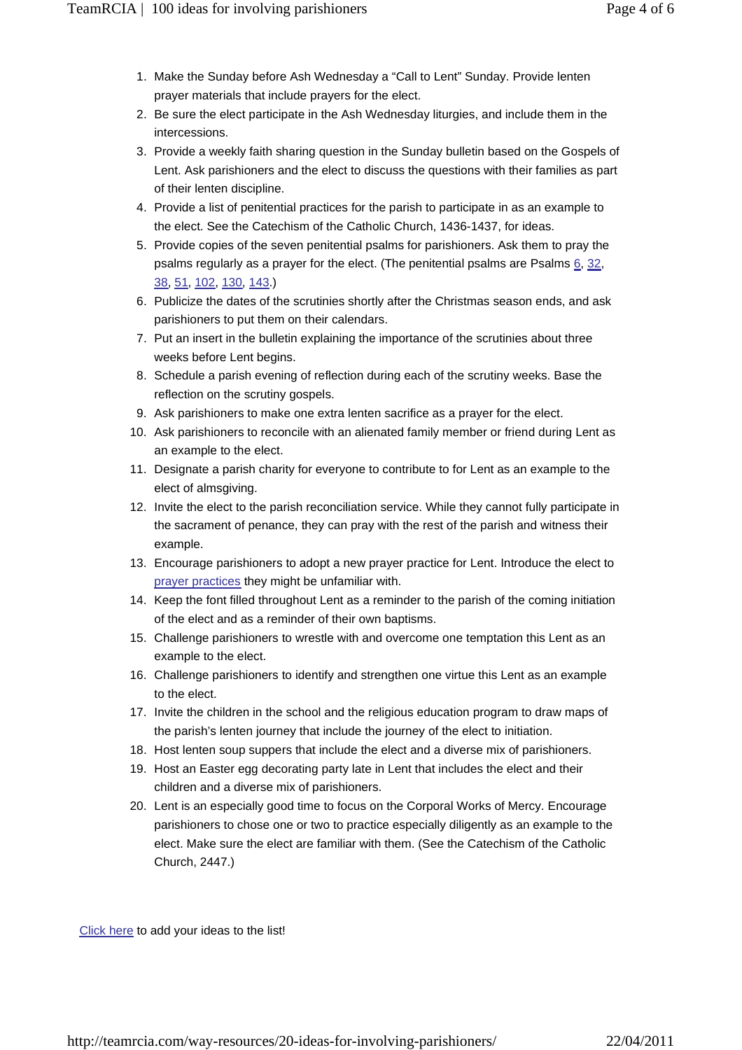1. Make the Sunday before Ash Wednesday a "Call to Lent" Sunday. Provide lenten prayer materials that include prayers for the elect.
2. Be sure the elect participate in the Ash Wednesday liturgies, and include them in the intercessions.
3. Provide a weekly faith sharing question in the Sunday bulletin based on the Gospels of Lent. Ask parishioners and the elect to discuss the questions with their families as part of their lenten discipline.
4. Provide a list of penitential practices for the parish to participate in as an example to the elect. See the Catechism of the Catholic Church, 1436-1437, for ideas.
5. Provide copies of the seven penitential psalms for parishioners. Ask them to pray the psalms regularly as a prayer for the elect. (The penitential psalms are Psalms 6, 32, 38, 51, 102, 130, 143.)
6. Publicize the dates of the scrutinies shortly after the Christmas season ends, and ask parishioners to put them on their calendars.
7. Put an insert in the bulletin explaining the importance of the scrutinies about three weeks before Lent begins.
8. Schedule a parish evening of reflection during each of the scrutiny weeks. Base the reflection on the scrutiny gospels.
9. Ask parishioners to make one extra lenten sacrifice as a prayer for the elect.
10. Ask parishioners to reconcile with an alienated family member or friend during Lent as an example to the elect.
11. Designate a parish charity for everyone to contribute to for Lent as an example to the elect of almsgiving.
12. Invite the elect to the parish reconciliation service. While they cannot fully participate in the sacrament of penance, they can pray with the rest of the parish and witness their example.
13. Encourage parishioners to adopt a new prayer practice for Lent. Introduce the elect to prayer practices they might be unfamiliar with.
14. Keep the font filled throughout Lent as a reminder to the parish of the coming initiation of the elect and as a reminder of their own baptisms.
15. Challenge parishioners to wrestle with and overcome one temptation this Lent as an example to the elect.
16. Challenge parishioners to identify and strengthen one virtue this Lent as an example to the elect.
17. Invite the children in the school and the religious education program to draw maps of the parish's lenten journey that include the journey of the elect to initiation.
18. Host lenten soup suppers that include the elect and a diverse mix of parishioners.
19. Host an Easter egg decorating party late in Lent that includes the elect and their children and a diverse mix of parishioners.
20. Lent is an especially good time to focus on the Corporal Works of Mercy. Encourage parishioners to chose one or two to practice especially diligently as an example to the elect. Make sure the elect are familiar with them. (See the Catechism of the Catholic Church, 2447.)

Click here to add your ideas to the list!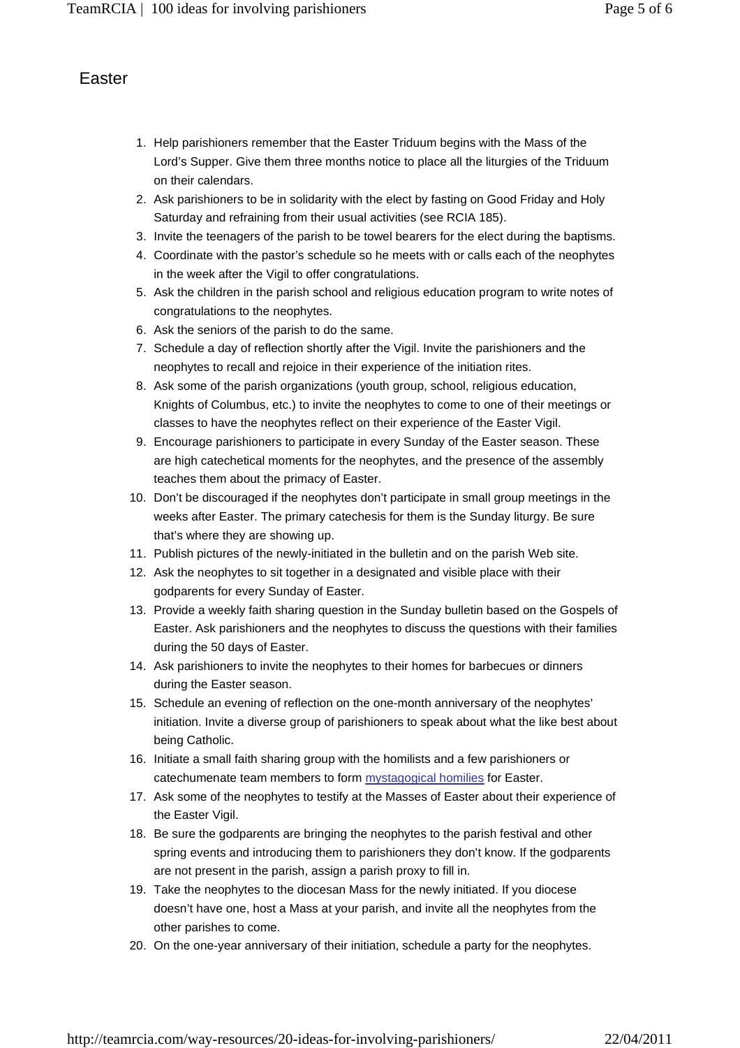## Easter

1. Help parishioners remember that the Easter Triduum begins with the Mass of the Lord's Supper. Give them three months notice to place all the liturgies of the Triduum on their calendars.
2. Ask parishioners to be in solidarity with the elect by fasting on Good Friday and Holy Saturday and refraining from their usual activities (see RCIA 185).
3. Invite the teenagers of the parish to be towel bearers for the elect during the baptisms.
4. Coordinate with the pastor's schedule so he meets with or calls each of the neophytes in the week after the Vigil to offer congratulations.
5. Ask the children in the parish school and religious education program to write notes of congratulations to the neophytes.
6. Ask the seniors of the parish to do the same.
7. Schedule a day of reflection shortly after the Vigil. Invite the parishioners and the neophytes to recall and rejoice in their experience of the initiation rites.
8. Ask some of the parish organizations (youth group, school, religious education, Knights of Columbus, etc.) to invite the neophytes to come to one of their meetings or classes to have the neophytes reflect on their experience of the Easter Vigil.
9. Encourage parishioners to participate in every Sunday of the Easter season. These are high catechetical moments for the neophytes, and the presence of the assembly teaches them about the primacy of Easter.
10. Don't be discouraged if the neophytes don't participate in small group meetings in the weeks after Easter. The primary catechesis for them is the Sunday liturgy. Be sure that's where they are showing up.
11. Publish pictures of the newly-initiated in the bulletin and on the parish Web site.
12. Ask the neophytes to sit together in a designated and visible place with their godparents for every Sunday of Easter.
13. Provide a weekly faith sharing question in the Sunday bulletin based on the Gospels of Easter. Ask parishioners and the neophytes to discuss the questions with their families during the 50 days of Easter.
14. Ask parishioners to invite the neophytes to their homes for barbecues or dinners during the Easter season.
15. Schedule an evening of reflection on the one-month anniversary of the neophytes' initiation. Invite a diverse group of parishioners to speak about what the like best about being Catholic.
16. Initiate a small faith sharing group with the homilists and a few parishioners or catechumenate team members to form mystagogical homilies for Easter.
17. Ask some of the neophytes to testify at the Masses of Easter about their experience of the Easter Vigil.
18. Be sure the godparents are bringing the neophytes to the parish festival and other spring events and introducing them to parishioners they don't know. If the godparents are not present in the parish, assign a parish proxy to fill in.
19. Take the neophytes to the diocesan Mass for the newly initiated. If you diocese doesn't have one, host a Mass at your parish, and invite all the neophytes from the other parishes to come.
20. On the one-year anniversary of their initiation, schedule a party for the neophytes.